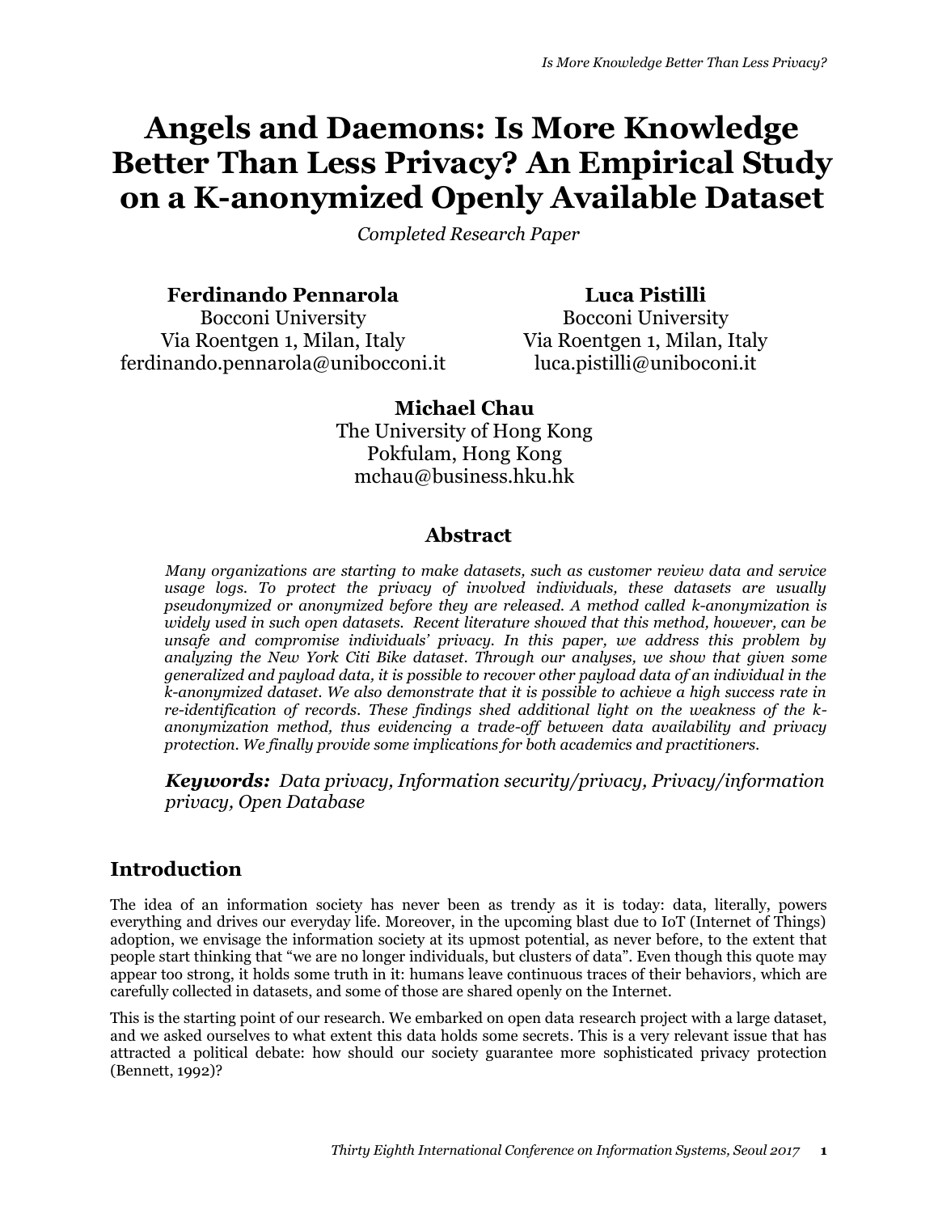# Angels and Daemons: Is More Knowledge Better Than Less Privacy? An Empirical Study on a K-anonymized Openly Available Dataset

*Completed Research Paper*

**Ferdinando Pennarola**
Bocconi University
Via Roentgen 1, Milan, Italy
ferdinando.pennarola@unibocconi.it

**Luca Pistilli**
Bocconi University
Via Roentgen 1, Milan, Italy
luca.pistilli@uniboconi.it

**Michael Chau**
The University of Hong Kong
Pokfulam, Hong Kong
mchau@business.hku.hk

## Abstract

*Many organizations are starting to make datasets, such as customer review data and service usage logs. To protect the privacy of involved individuals, these datasets are usually pseudonymized or anonymized before they are released. A method called k-anonymization is widely used in such open datasets. Recent literature showed that this method, however, can be unsafe and compromise individuals' privacy. In this paper, we address this problem by analyzing the New York Citi Bike dataset. Through our analyses, we show that given some generalized and payload data, it is possible to recover other payload data of an individual in the k-anonymized dataset. We also demonstrate that it is possible to achieve a high success rate in re-identification of records. These findings shed additional light on the weakness of the k-anonymization method, thus evidencing a trade-off between data availability and privacy protection. We finally provide some implications for both academics and practitioners.*

***Keywords:*** *Data privacy, Information security/privacy, Privacy/information privacy, Open Database*

## Introduction

The idea of an information society has never been as trendy as it is today: data, literally, powers everything and drives our everyday life. Moreover, in the upcoming blast due to IoT (Internet of Things) adoption, we envisage the information society at its upmost potential, as never before, to the extent that people start thinking that "we are no longer individuals, but clusters of data". Even though this quote may appear too strong, it holds some truth in it: humans leave continuous traces of their behaviors, which are carefully collected in datasets, and some of those are shared openly on the Internet.

This is the starting point of our research. We embarked on open data research project with a large dataset, and we asked ourselves to what extent this data holds some secrets. This is a very relevant issue that has attracted a political debate: how should our society guarantee more sophisticated privacy protection (Bennett, 1992)?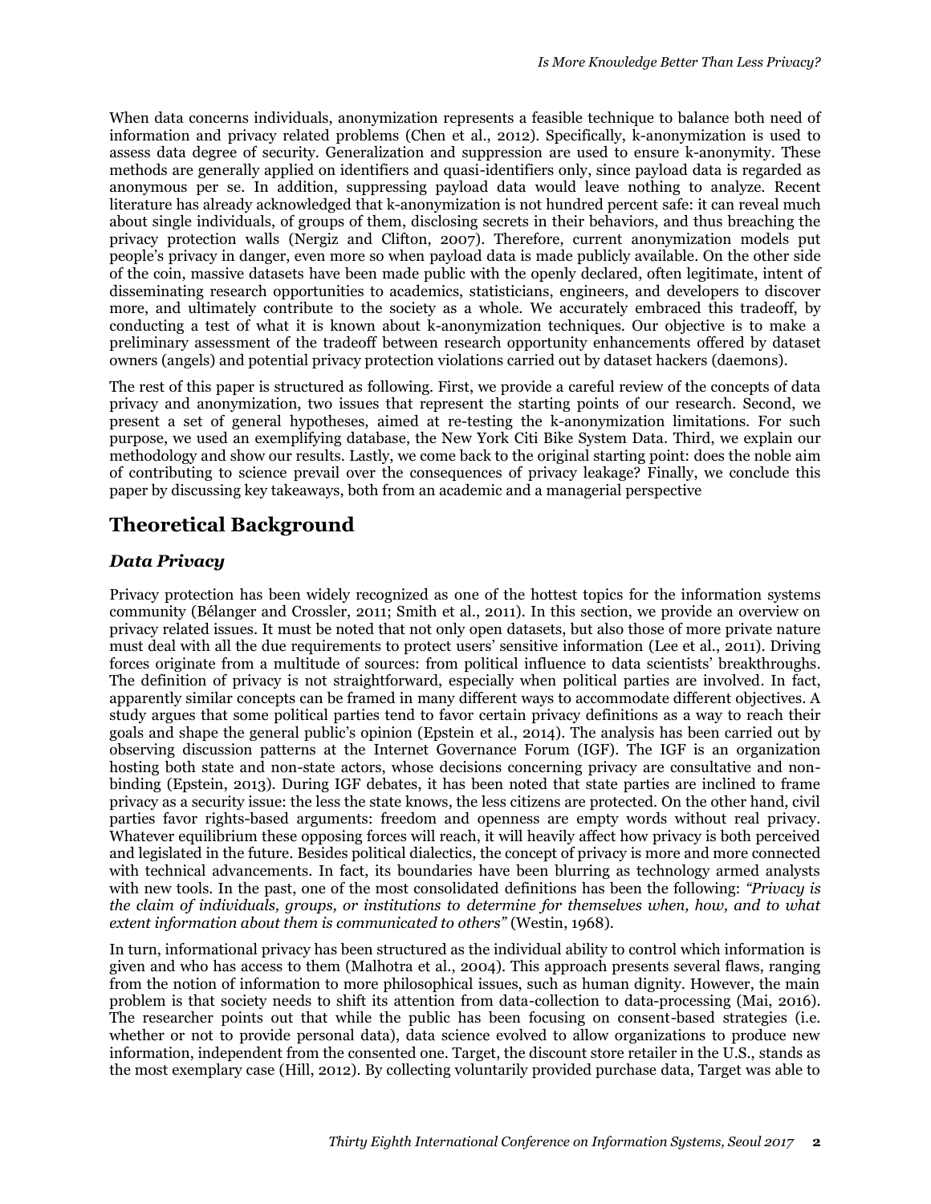When data concerns individuals, anonymization represents a feasible technique to balance both need of information and privacy related problems (Chen et al., 2012). Specifically, k-anonymization is used to assess data degree of security. Generalization and suppression are used to ensure k-anonymity. These methods are generally applied on identifiers and quasi-identifiers only, since payload data is regarded as anonymous per se. In addition, suppressing payload data would leave nothing to analyze. Recent literature has already acknowledged that k-anonymization is not hundred percent safe: it can reveal much about single individuals, of groups of them, disclosing secrets in their behaviors, and thus breaching the privacy protection walls (Nergiz and Clifton, 2007). Therefore, current anonymization models put people's privacy in danger, even more so when payload data is made publicly available. On the other side of the coin, massive datasets have been made public with the openly declared, often legitimate, intent of disseminating research opportunities to academics, statisticians, engineers, and developers to discover more, and ultimately contribute to the society as a whole. We accurately embraced this tradeoff, by conducting a test of what it is known about k-anonymization techniques. Our objective is to make a preliminary assessment of the tradeoff between research opportunity enhancements offered by dataset owners (angels) and potential privacy protection violations carried out by dataset hackers (daemons).

The rest of this paper is structured as following. First, we provide a careful review of the concepts of data privacy and anonymization, two issues that represent the starting points of our research. Second, we present a set of general hypotheses, aimed at re-testing the k-anonymization limitations. For such purpose, we used an exemplifying database, the New York Citi Bike System Data. Third, we explain our methodology and show our results. Lastly, we come back to the original starting point: does the noble aim of contributing to science prevail over the consequences of privacy leakage? Finally, we conclude this paper by discussing key takeaways, both from an academic and a managerial perspective

## Theoretical Background

### *Data Privacy*

Privacy protection has been widely recognized as one of the hottest topics for the information systems community (Bélanger and Crossler, 2011; Smith et al., 2011). In this section, we provide an overview on privacy related issues. It must be noted that not only open datasets, but also those of more private nature must deal with all the due requirements to protect users' sensitive information (Lee et al., 2011). Driving forces originate from a multitude of sources: from political influence to data scientists' breakthroughs. The definition of privacy is not straightforward, especially when political parties are involved. In fact, apparently similar concepts can be framed in many different ways to accommodate different objectives. A study argues that some political parties tend to favor certain privacy definitions as a way to reach their goals and shape the general public's opinion (Epstein et al., 2014). The analysis has been carried out by observing discussion patterns at the Internet Governance Forum (IGF). The IGF is an organization hosting both state and non-state actors, whose decisions concerning privacy are consultative and non-binding (Epstein, 2013). During IGF debates, it has been noted that state parties are inclined to frame privacy as a security issue: the less the state knows, the less citizens are protected. On the other hand, civil parties favor rights-based arguments: freedom and openness are empty words without real privacy. Whatever equilibrium these opposing forces will reach, it will heavily affect how privacy is both perceived and legislated in the future. Besides political dialectics, the concept of privacy is more and more connected with technical advancements. In fact, its boundaries have been blurring as technology armed analysts with new tools. In the past, one of the most consolidated definitions has been the following: *"Privacy is the claim of individuals, groups, or institutions to determine for themselves when, how, and to what extent information about them is communicated to others"* (Westin, 1968).

In turn, informational privacy has been structured as the individual ability to control which information is given and who has access to them (Malhotra et al., 2004). This approach presents several flaws, ranging from the notion of information to more philosophical issues, such as human dignity. However, the main problem is that society needs to shift its attention from data-collection to data-processing (Mai, 2016). The researcher points out that while the public has been focusing on consent-based strategies (i.e. whether or not to provide personal data), data science evolved to allow organizations to produce new information, independent from the consented one. Target, the discount store retailer in the U.S., stands as the most exemplary case (Hill, 2012). By collecting voluntarily provided purchase data, Target was able to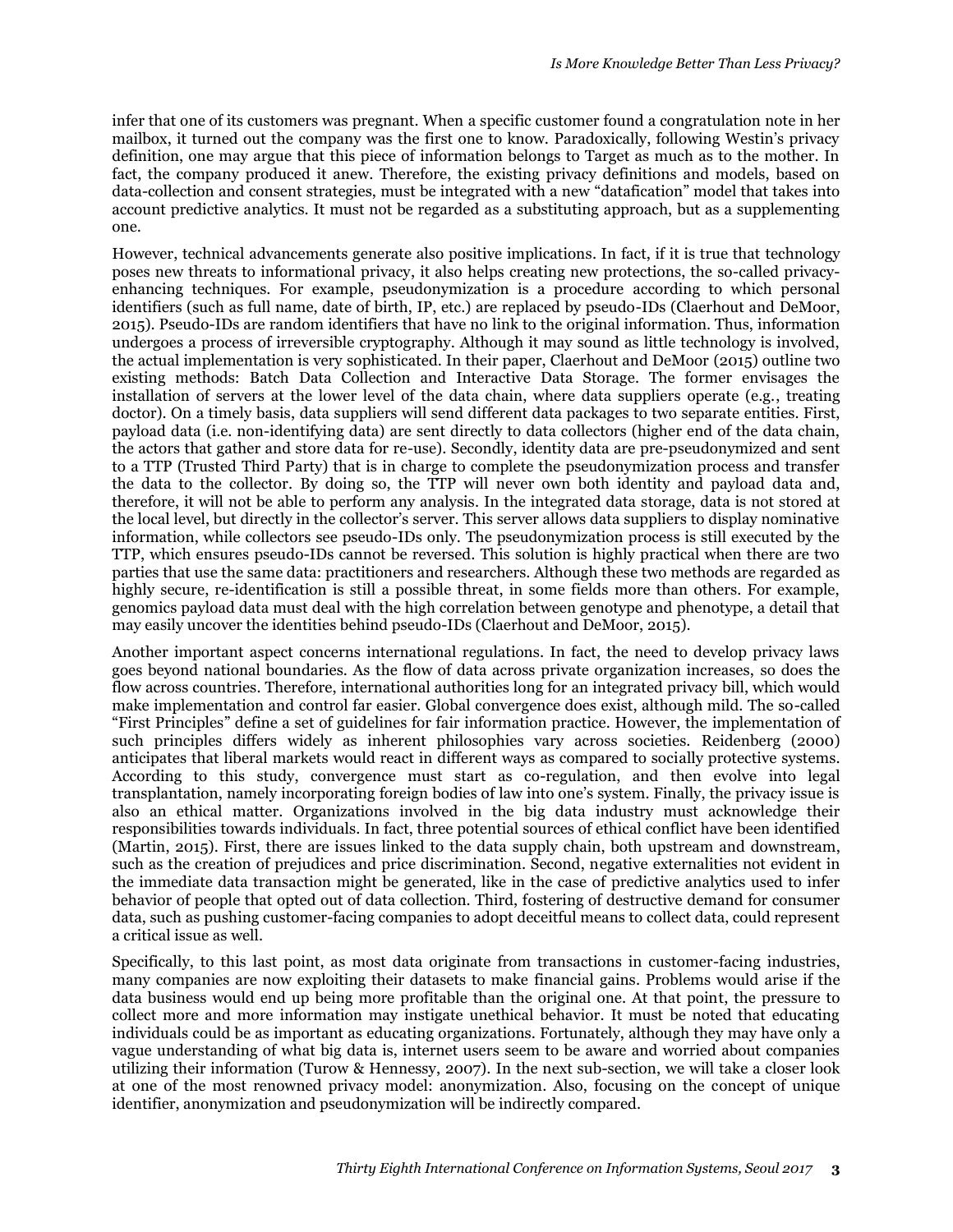infer that one of its customers was pregnant. When a specific customer found a congratulation note in her mailbox, it turned out the company was the first one to know. Paradoxically, following Westin's privacy definition, one may argue that this piece of information belongs to Target as much as to the mother. In fact, the company produced it anew. Therefore, the existing privacy definitions and models, based on data-collection and consent strategies, must be integrated with a new "datafication" model that takes into account predictive analytics. It must not be regarded as a substituting approach, but as a supplementing one.

However, technical advancements generate also positive implications. In fact, if it is true that technology poses new threats to informational privacy, it also helps creating new protections, the so-called privacy-enhancing techniques. For example, pseudonymization is a procedure according to which personal identifiers (such as full name, date of birth, IP, etc.) are replaced by pseudo-IDs (Claerhout and DeMoor, 2015). Pseudo-IDs are random identifiers that have no link to the original information. Thus, information undergoes a process of irreversible cryptography. Although it may sound as little technology is involved, the actual implementation is very sophisticated. In their paper, Claerhout and DeMoor (2015) outline two existing methods: Batch Data Collection and Interactive Data Storage. The former envisages the installation of servers at the lower level of the data chain, where data suppliers operate (e.g., treating doctor). On a timely basis, data suppliers will send different data packages to two separate entities. First, payload data (i.e. non-identifying data) are sent directly to data collectors (higher end of the data chain, the actors that gather and store data for re-use). Secondly, identity data are pre-pseudonymized and sent to a TTP (Trusted Third Party) that is in charge to complete the pseudonymization process and transfer the data to the collector. By doing so, the TTP will never own both identity and payload data and, therefore, it will not be able to perform any analysis. In the integrated data storage, data is not stored at the local level, but directly in the collector's server. This server allows data suppliers to display nominative information, while collectors see pseudo-IDs only. The pseudonymization process is still executed by the TTP, which ensures pseudo-IDs cannot be reversed. This solution is highly practical when there are two parties that use the same data: practitioners and researchers. Although these two methods are regarded as highly secure, re-identification is still a possible threat, in some fields more than others. For example, genomics payload data must deal with the high correlation between genotype and phenotype, a detail that may easily uncover the identities behind pseudo-IDs (Claerhout and DeMoor, 2015).

Another important aspect concerns international regulations. In fact, the need to develop privacy laws goes beyond national boundaries. As the flow of data across private organization increases, so does the flow across countries. Therefore, international authorities long for an integrated privacy bill, which would make implementation and control far easier. Global convergence does exist, although mild. The so-called "First Principles" define a set of guidelines for fair information practice. However, the implementation of such principles differs widely as inherent philosophies vary across societies. Reidenberg (2000) anticipates that liberal markets would react in different ways as compared to socially protective systems. According to this study, convergence must start as co-regulation, and then evolve into legal transplantation, namely incorporating foreign bodies of law into one's system. Finally, the privacy issue is also an ethical matter. Organizations involved in the big data industry must acknowledge their responsibilities towards individuals. In fact, three potential sources of ethical conflict have been identified (Martin, 2015). First, there are issues linked to the data supply chain, both upstream and downstream, such as the creation of prejudices and price discrimination. Second, negative externalities not evident in the immediate data transaction might be generated, like in the case of predictive analytics used to infer behavior of people that opted out of data collection. Third, fostering of destructive demand for consumer data, such as pushing customer-facing companies to adopt deceitful means to collect data, could represent a critical issue as well.

Specifically, to this last point, as most data originate from transactions in customer-facing industries, many companies are now exploiting their datasets to make financial gains. Problems would arise if the data business would end up being more profitable than the original one. At that point, the pressure to collect more and more information may instigate unethical behavior. It must be noted that educating individuals could be as important as educating organizations. Fortunately, although they may have only a vague understanding of what big data is, internet users seem to be aware and worried about companies utilizing their information (Turow & Hennessy, 2007). In the next sub-section, we will take a closer look at one of the most renowned privacy model: anonymization. Also, focusing on the concept of unique identifier, anonymization and pseudonymization will be indirectly compared.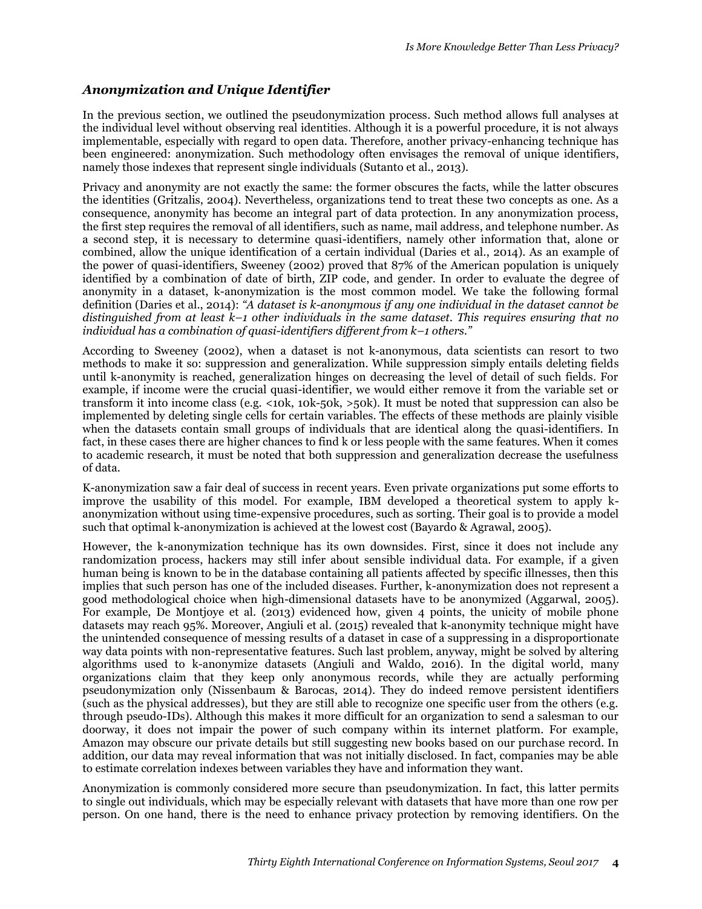## *Anonymization and Unique Identifier*

In the previous section, we outlined the pseudonymization process. Such method allows full analyses at the individual level without observing real identities. Although it is a powerful procedure, it is not always implementable, especially with regard to open data. Therefore, another privacy-enhancing technique has been engineered: anonymization. Such methodology often envisages the removal of unique identifiers, namely those indexes that represent single individuals (Sutanto et al., 2013).

Privacy and anonymity are not exactly the same: the former obscures the facts, while the latter obscures the identities (Gritzalis, 2004). Nevertheless, organizations tend to treat these two concepts as one. As a consequence, anonymity has become an integral part of data protection. In any anonymization process, the first step requires the removal of all identifiers, such as name, mail address, and telephone number. As a second step, it is necessary to determine quasi-identifiers, namely other information that, alone or combined, allow the unique identification of a certain individual (Daries et al., 2014). As an example of the power of quasi-identifiers, Sweeney (2002) proved that 87% of the American population is uniquely identified by a combination of date of birth, ZIP code, and gender. In order to evaluate the degree of anonymity in a dataset, k-anonymization is the most common model. We take the following formal definition (Daries et al., 2014): *"A dataset is k-anonymous if any one individual in the dataset cannot be distinguished from at least k–1 other individuals in the same dataset. This requires ensuring that no individual has a combination of quasi-identifiers different from k–1 others."*

According to Sweeney (2002), when a dataset is not k-anonymous, data scientists can resort to two methods to make it so: suppression and generalization. While suppression simply entails deleting fields until k-anonymity is reached, generalization hinges on decreasing the level of detail of such fields. For example, if income were the crucial quasi-identifier, we would either remove it from the variable set or transform it into income class (e.g. <10k, 10k-50k, >50k). It must be noted that suppression can also be implemented by deleting single cells for certain variables. The effects of these methods are plainly visible when the datasets contain small groups of individuals that are identical along the quasi-identifiers. In fact, in these cases there are higher chances to find k or less people with the same features. When it comes to academic research, it must be noted that both suppression and generalization decrease the usefulness of data.

K-anonymization saw a fair deal of success in recent years. Even private organizations put some efforts to improve the usability of this model. For example, IBM developed a theoretical system to apply k-anonymization without using time-expensive procedures, such as sorting. Their goal is to provide a model such that optimal k-anonymization is achieved at the lowest cost (Bayardo & Agrawal, 2005).

However, the k-anonymization technique has its own downsides. First, since it does not include any randomization process, hackers may still infer about sensible individual data. For example, if a given human being is known to be in the database containing all patients affected by specific illnesses, then this implies that such person has one of the included diseases. Further, k-anonymization does not represent a good methodological choice when high-dimensional datasets have to be anonymized (Aggarwal, 2005). For example, De Montjoye et al. (2013) evidenced how, given 4 points, the unicity of mobile phone datasets may reach 95%. Moreover, Angiuli et al. (2015) revealed that k-anonymity technique might have the unintended consequence of messing results of a dataset in case of a suppressing in a disproportionate way data points with non-representative features. Such last problem, anyway, might be solved by altering algorithms used to k-anonymize datasets (Angiuli and Waldo, 2016). In the digital world, many organizations claim that they keep only anonymous records, while they are actually performing pseudonymization only (Nissenbaum & Barocas, 2014). They do indeed remove persistent identifiers (such as the physical addresses), but they are still able to recognize one specific user from the others (e.g. through pseudo-IDs). Although this makes it more difficult for an organization to send a salesman to our doorway, it does not impair the power of such company within its internet platform. For example, Amazon may obscure our private details but still suggesting new books based on our purchase record. In addition, our data may reveal information that was not initially disclosed. In fact, companies may be able to estimate correlation indexes between variables they have and information they want.

Anonymization is commonly considered more secure than pseudonymization. In fact, this latter permits to single out individuals, which may be especially relevant with datasets that have more than one row per person. On one hand, there is the need to enhance privacy protection by removing identifiers. On the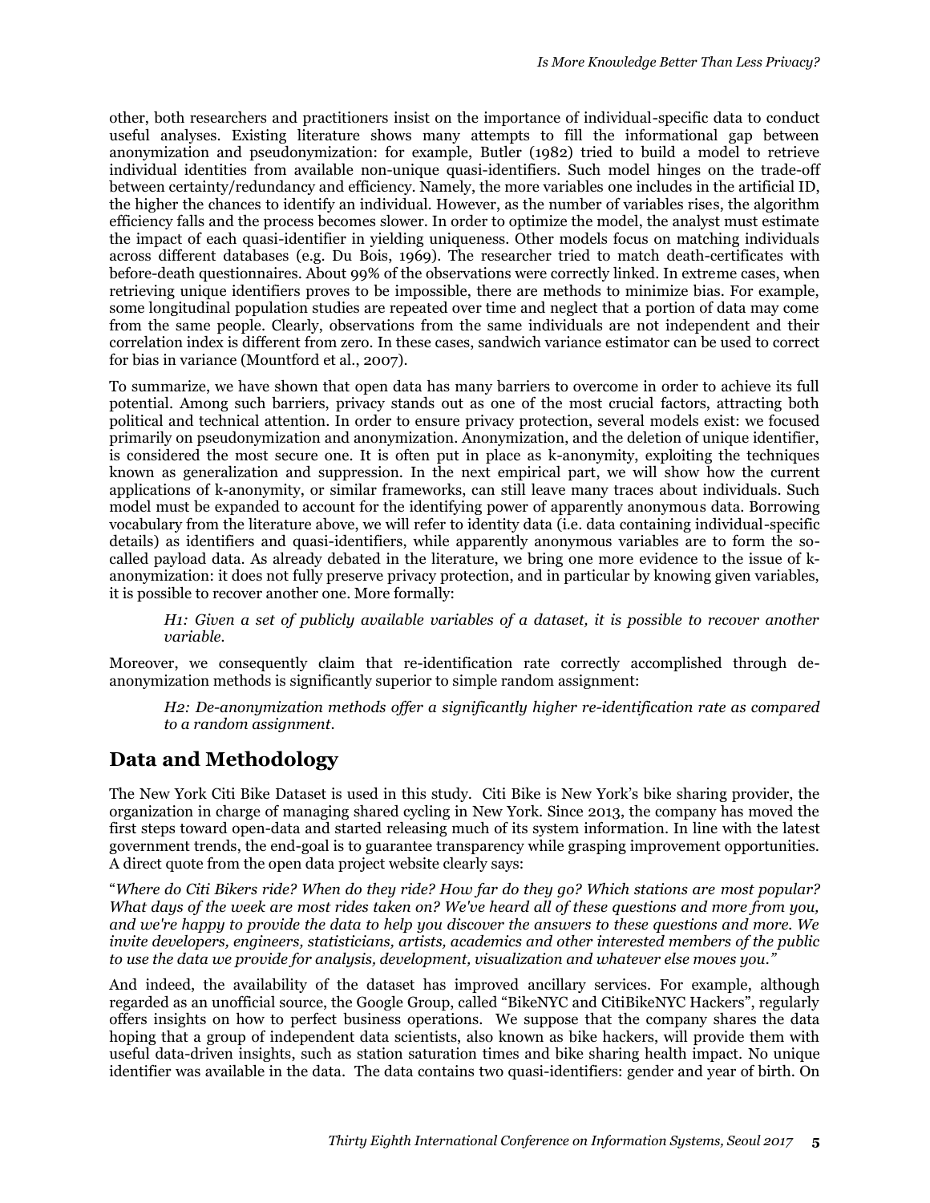other, both researchers and practitioners insist on the importance of individual-specific data to conduct useful analyses. Existing literature shows many attempts to fill the informational gap between anonymization and pseudonymization: for example, Butler (1982) tried to build a model to retrieve individual identities from available non-unique quasi-identifiers. Such model hinges on the trade-off between certainty/redundancy and efficiency. Namely, the more variables one includes in the artificial ID, the higher the chances to identify an individual. However, as the number of variables rises, the algorithm efficiency falls and the process becomes slower. In order to optimize the model, the analyst must estimate the impact of each quasi-identifier in yielding uniqueness. Other models focus on matching individuals across different databases (e.g. Du Bois, 1969). The researcher tried to match death-certificates with before-death questionnaires. About 99% of the observations were correctly linked. In extreme cases, when retrieving unique identifiers proves to be impossible, there are methods to minimize bias. For example, some longitudinal population studies are repeated over time and neglect that a portion of data may come from the same people. Clearly, observations from the same individuals are not independent and their correlation index is different from zero. In these cases, sandwich variance estimator can be used to correct for bias in variance (Mountford et al., 2007).

To summarize, we have shown that open data has many barriers to overcome in order to achieve its full potential. Among such barriers, privacy stands out as one of the most crucial factors, attracting both political and technical attention. In order to ensure privacy protection, several models exist: we focused primarily on pseudonymization and anonymization. Anonymization, and the deletion of unique identifier, is considered the most secure one. It is often put in place as k-anonymity, exploiting the techniques known as generalization and suppression. In the next empirical part, we will show how the current applications of k-anonymity, or similar frameworks, can still leave many traces about individuals. Such model must be expanded to account for the identifying power of apparently anonymous data. Borrowing vocabulary from the literature above, we will refer to identity data (i.e. data containing individual-specific details) as identifiers and quasi-identifiers, while apparently anonymous variables are to form the so-called payload data. As already debated in the literature, we bring one more evidence to the issue of k-anonymization: it does not fully preserve privacy protection, and in particular by knowing given variables, it is possible to recover another one. More formally:

> *H1: Given a set of publicly available variables of a dataset, it is possible to recover another variable.*

Moreover, we consequently claim that re-identification rate correctly accomplished through de-anonymization methods is significantly superior to simple random assignment:

> *H2: De-anonymization methods offer a significantly higher re-identification rate as compared to a random assignment.*

## Data and Methodology

The New York Citi Bike Dataset is used in this study. Citi Bike is New York's bike sharing provider, the organization in charge of managing shared cycling in New York. Since 2013, the company has moved the first steps toward open-data and started releasing much of its system information. In line with the latest government trends, the end-goal is to guarantee transparency while grasping improvement opportunities. A direct quote from the open data project website clearly says:

"*Where do Citi Bikers ride? When do they ride? How far do they go? Which stations are most popular? What days of the week are most rides taken on? We've heard all of these questions and more from you, and we're happy to provide the data to help you discover the answers to these questions and more. We invite developers, engineers, statisticians, artists, academics and other interested members of the public to use the data we provide for analysis, development, visualization and whatever else moves you.*"

And indeed, the availability of the dataset has improved ancillary services. For example, although regarded as an unofficial source, the Google Group, called "BikeNYC and CitiBikeNYC Hackers", regularly offers insights on how to perfect business operations. We suppose that the company shares the data hoping that a group of independent data scientists, also known as bike hackers, will provide them with useful data-driven insights, such as station saturation times and bike sharing health impact. No unique identifier was available in the data. The data contains two quasi-identifiers: gender and year of birth. On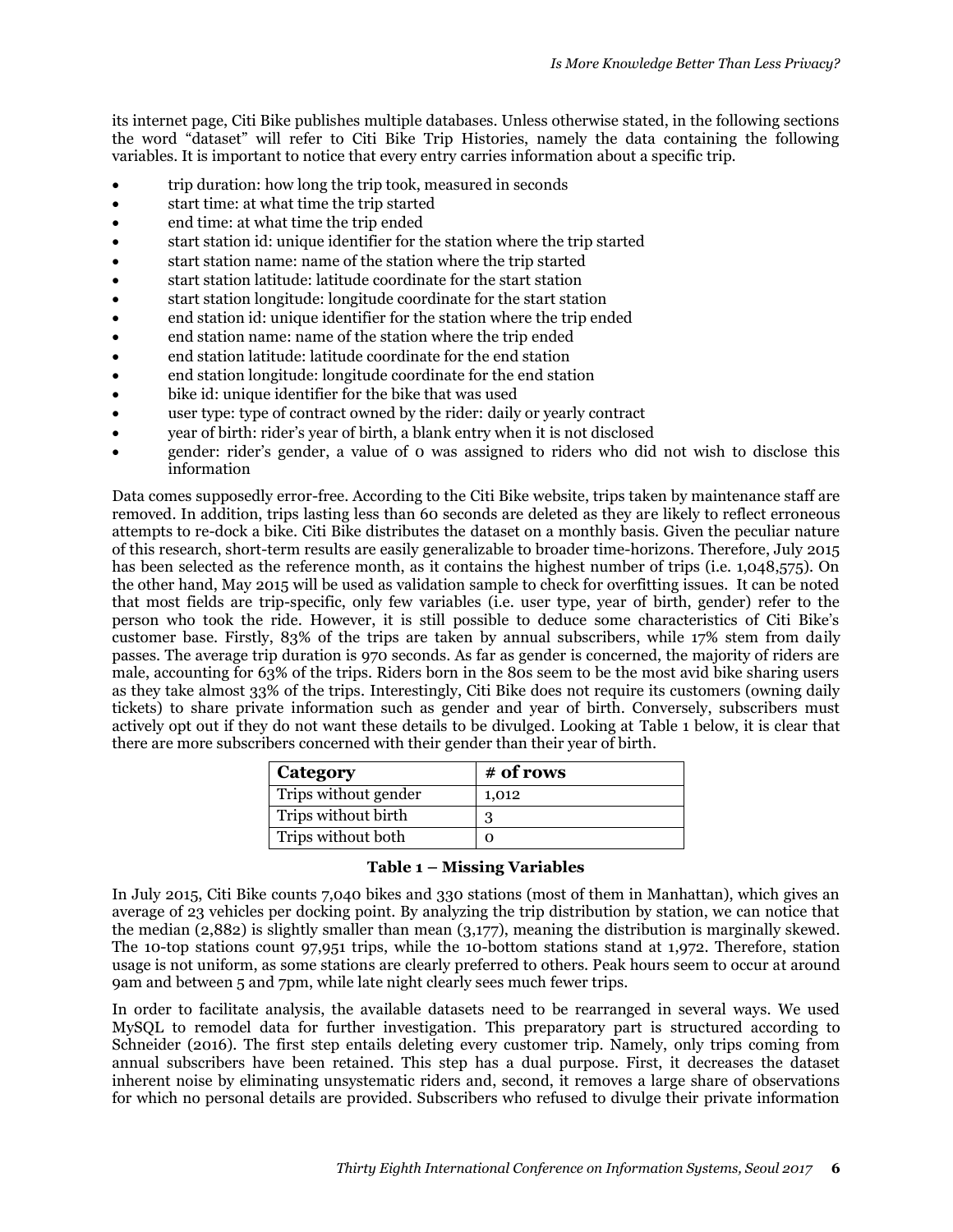its internet page, Citi Bike publishes multiple databases. Unless otherwise stated, in the following sections the word "dataset" will refer to Citi Bike Trip Histories, namely the data containing the following variables. It is important to notice that every entry carries information about a specific trip.

- trip duration: how long the trip took, measured in seconds
- start time: at what time the trip started
- end time: at what time the trip ended
- start station id: unique identifier for the station where the trip started
- start station name: name of the station where the trip started
- start station latitude: latitude coordinate for the start station
- start station longitude: longitude coordinate for the start station
- end station id: unique identifier for the station where the trip ended
- end station name: name of the station where the trip ended
- end station latitude: latitude coordinate for the end station
- end station longitude: longitude coordinate for the end station
- bike id: unique identifier for the bike that was used
- user type: type of contract owned by the rider: daily or yearly contract
- year of birth: rider's year of birth, a blank entry when it is not disclosed
- gender: rider's gender, a value of 0 was assigned to riders who did not wish to disclose this information

Data comes supposedly error-free. According to the Citi Bike website, trips taken by maintenance staff are removed. In addition, trips lasting less than 60 seconds are deleted as they are likely to reflect erroneous attempts to re-dock a bike. Citi Bike distributes the dataset on a monthly basis. Given the peculiar nature of this research, short-term results are easily generalizable to broader time-horizons. Therefore, July 2015 has been selected as the reference month, as it contains the highest number of trips (i.e. 1,048,575). On the other hand, May 2015 will be used as validation sample to check for overfitting issues. It can be noted that most fields are trip-specific, only few variables (i.e. user type, year of birth, gender) refer to the person who took the ride. However, it is still possible to deduce some characteristics of Citi Bike's customer base. Firstly, 83% of the trips are taken by annual subscribers, while 17% stem from daily passes. The average trip duration is 970 seconds. As far as gender is concerned, the majority of riders are male, accounting for 63% of the trips. Riders born in the 80s seem to be the most avid bike sharing users as they take almost 33% of the trips. Interestingly, Citi Bike does not require its customers (owning daily tickets) to share private information such as gender and year of birth. Conversely, subscribers must actively opt out if they do not want these details to be divulged. Looking at Table 1 below, it is clear that there are more subscribers concerned with their gender than their year of birth.

| Category | # of rows |
|---|---|
| Trips without gender | 1,012 |
| Trips without birth | 3 |
| Trips without both | 0 |

**Table 1 – Missing Variables**

In July 2015, Citi Bike counts 7,040 bikes and 330 stations (most of them in Manhattan), which gives an average of 23 vehicles per docking point. By analyzing the trip distribution by station, we can notice that the median (2,882) is slightly smaller than mean (3,177), meaning the distribution is marginally skewed. The 10-top stations count 97,951 trips, while the 10-bottom stations stand at 1,972. Therefore, station usage is not uniform, as some stations are clearly preferred to others. Peak hours seem to occur at around 9am and between 5 and 7pm, while late night clearly sees much fewer trips.

In order to facilitate analysis, the available datasets need to be rearranged in several ways. We used MySQL to remodel data for further investigation. This preparatory part is structured according to Schneider (2016). The first step entails deleting every customer trip. Namely, only trips coming from annual subscribers have been retained. This step has a dual purpose. First, it decreases the dataset inherent noise by eliminating unsystematic riders and, second, it removes a large share of observations for which no personal details are provided. Subscribers who refused to divulge their private information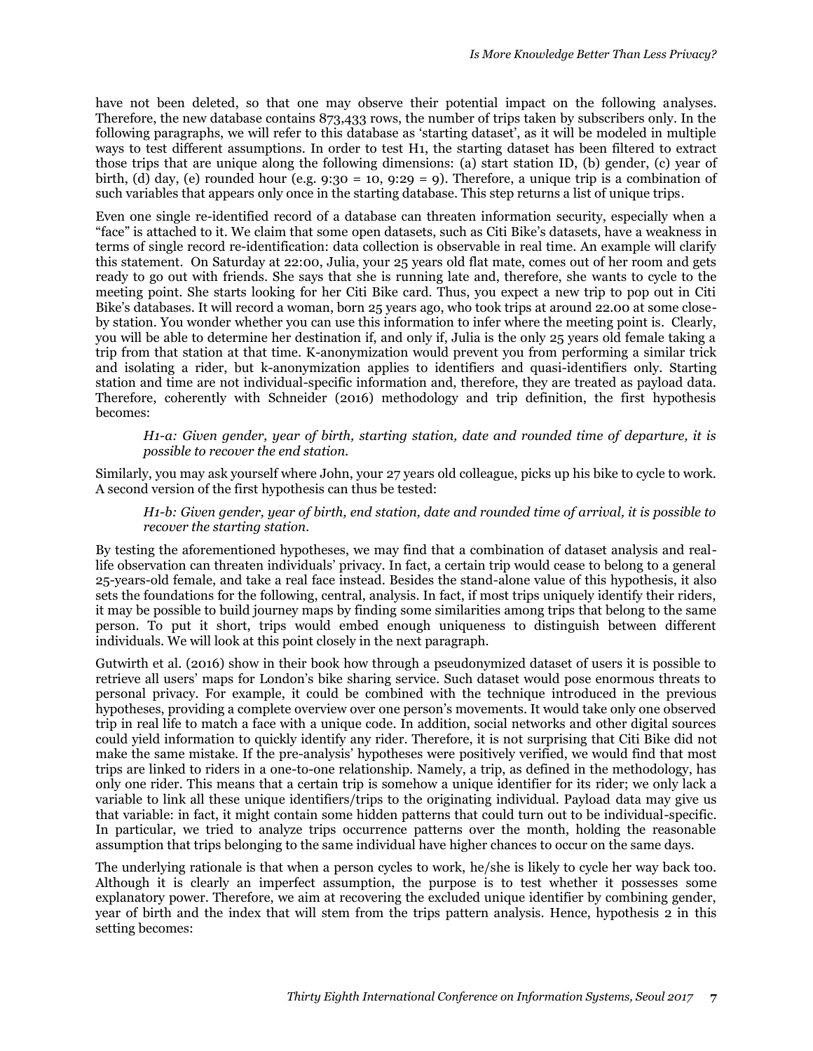have not been deleted, so that one may observe their potential impact on the following analyses. Therefore, the new database contains 873,433 rows, the number of trips taken by subscribers only. In the following paragraphs, we will refer to this database as 'starting dataset', as it will be modeled in multiple ways to test different assumptions. In order to test H1, the starting dataset has been filtered to extract those trips that are unique along the following dimensions: (a) start station ID, (b) gender, (c) year of birth, (d) day, (e) rounded hour (e.g. 9:30 = 10, 9:29 = 9). Therefore, a unique trip is a combination of such variables that appears only once in the starting database. This step returns a list of unique trips.

Even one single re-identified record of a database can threaten information security, especially when a "face" is attached to it. We claim that some open datasets, such as Citi Bike's datasets, have a weakness in terms of single record re-identification: data collection is observable in real time. An example will clarify this statement. On Saturday at 22:00, Julia, your 25 years old flat mate, comes out of her room and gets ready to go out with friends. She says that she is running late and, therefore, she wants to cycle to the meeting point. She starts looking for her Citi Bike card. Thus, you expect a new trip to pop out in Citi Bike's databases. It will record a woman, born 25 years ago, who took trips at around 22.00 at some close-by station. You wonder whether you can use this information to infer where the meeting point is. Clearly, you will be able to determine her destination if, and only if, Julia is the only 25 years old female taking a trip from that station at that time. K-anonymization would prevent you from performing a similar trick and isolating a rider, but k-anonymization applies to identifiers and quasi-identifiers only. Starting station and time are not individual-specific information and, therefore, they are treated as payload data. Therefore, coherently with Schneider (2016) methodology and trip definition, the first hypothesis becomes:

> *H1-a: Given gender, year of birth, starting station, date and rounded time of departure, it is possible to recover the end station.*

Similarly, you may ask yourself where John, your 27 years old colleague, picks up his bike to cycle to work. A second version of the first hypothesis can thus be tested:

> *H1-b: Given gender, year of birth, end station, date and rounded time of arrival, it is possible to recover the starting station.*

By testing the aforementioned hypotheses, we may find that a combination of dataset analysis and real-life observation can threaten individuals' privacy. In fact, a certain trip would cease to belong to a general 25-years-old female, and take a real face instead. Besides the stand-alone value of this hypothesis, it also sets the foundations for the following, central, analysis. In fact, if most trips uniquely identify their riders, it may be possible to build journey maps by finding some similarities among trips that belong to the same person. To put it short, trips would embed enough uniqueness to distinguish between different individuals. We will look at this point closely in the next paragraph.

Gutwirth et al. (2016) show in their book how through a pseudonymized dataset of users it is possible to retrieve all users' maps for London's bike sharing service. Such dataset would pose enormous threats to personal privacy. For example, it could be combined with the technique introduced in the previous hypotheses, providing a complete overview over one person's movements. It would take only one observed trip in real life to match a face with a unique code. In addition, social networks and other digital sources could yield information to quickly identify any rider. Therefore, it is not surprising that Citi Bike did not make the same mistake. If the pre-analysis' hypotheses were positively verified, we would find that most trips are linked to riders in a one-to-one relationship. Namely, a trip, as defined in the methodology, has only one rider. This means that a certain trip is somehow a unique identifier for its rider; we only lack a variable to link all these unique identifiers/trips to the originating individual. Payload data may give us that variable: in fact, it might contain some hidden patterns that could turn out to be individual-specific. In particular, we tried to analyze trips occurrence patterns over the month, holding the reasonable assumption that trips belonging to the same individual have higher chances to occur on the same days.

The underlying rationale is that when a person cycles to work, he/she is likely to cycle her way back too. Although it is clearly an imperfect assumption, the purpose is to test whether it possesses some explanatory power. Therefore, we aim at recovering the excluded unique identifier by combining gender, year of birth and the index that will stem from the trips pattern analysis. Hence, hypothesis 2 in this setting becomes: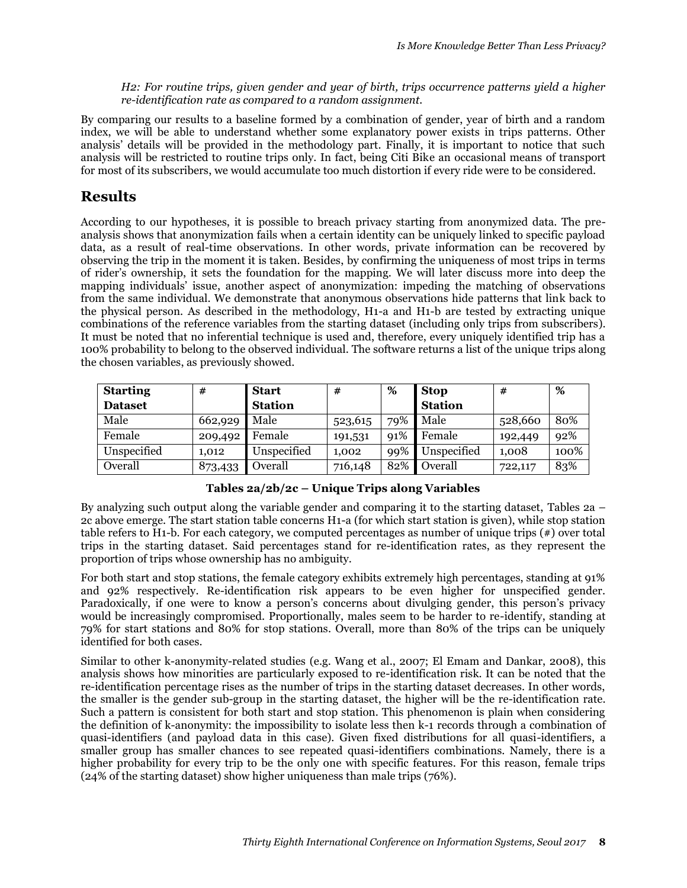*H2: For routine trips, given gender and year of birth, trips occurrence patterns yield a higher re-identification rate as compared to a random assignment.*

By comparing our results to a baseline formed by a combination of gender, year of birth and a random index, we will be able to understand whether some explanatory power exists in trips patterns. Other analysis' details will be provided in the methodology part. Finally, it is important to notice that such analysis will be restricted to routine trips only. In fact, being Citi Bike an occasional means of transport for most of its subscribers, we would accumulate too much distortion if every ride were to be considered.

## Results

According to our hypotheses, it is possible to breach privacy starting from anonymized data. The pre-analysis shows that anonymization fails when a certain identity can be uniquely linked to specific payload data, as a result of real-time observations. In other words, private information can be recovered by observing the trip in the moment it is taken. Besides, by confirming the uniqueness of most trips in terms of rider's ownership, it sets the foundation for the mapping. We will later discuss more into deep the mapping individuals' issue, another aspect of anonymization: impeding the matching of observations from the same individual. We demonstrate that anonymous observations hide patterns that link back to the physical person. As described in the methodology, H1-a and H1-b are tested by extracting unique combinations of the reference variables from the starting dataset (including only trips from subscribers). It must be noted that no inferential technique is used and, therefore, every uniquely identified trip has a 100% probability to belong to the observed individual. The software returns a list of the unique trips along the chosen variables, as previously showed.

| **Starting Dataset** | **#** | **Start Station** | **#** | **%** | **Stop Station** | **#** | **%** |
|---|---|---|---|---|---|---|---|
| Male | 662,929 | Male | 523,615 | 79% | Male | 528,660 | 80% |
| Female | 209,492 | Female | 191,531 | 91% | Female | 192,449 | 92% |
| Unspecified | 1,012 | Unspecified | 1,002 | 99% | Unspecified | 1,008 | 100% |
| Overall | 873,433 | Overall | 716,148 | 82% | Overall | 722,117 | 83% |

**Tables 2a/2b/2c – Unique Trips along Variables**

By analyzing such output along the variable gender and comparing it to the starting dataset, Tables 2a – 2c above emerge. The start station table concerns H1-a (for which start station is given), while stop station table refers to H1-b. For each category, we computed percentages as number of unique trips (#) over total trips in the starting dataset. Said percentages stand for re-identification rates, as they represent the proportion of trips whose ownership has no ambiguity.

For both start and stop stations, the female category exhibits extremely high percentages, standing at 91% and 92% respectively. Re-identification risk appears to be even higher for unspecified gender. Paradoxically, if one were to know a person's concerns about divulging gender, this person's privacy would be increasingly compromised. Proportionally, males seem to be harder to re-identify, standing at 79% for start stations and 80% for stop stations. Overall, more than 80% of the trips can be uniquely identified for both cases.

Similar to other k-anonymity-related studies (e.g. Wang et al., 2007; El Emam and Dankar, 2008), this analysis shows how minorities are particularly exposed to re-identification risk. It can be noted that the re-identification percentage rises as the number of trips in the starting dataset decreases. In other words, the smaller is the gender sub-group in the starting dataset, the higher will be the re-identification rate. Such a pattern is consistent for both start and stop station. This phenomenon is plain when considering the definition of k-anonymity: the impossibility to isolate less then k-1 records through a combination of quasi-identifiers (and payload data in this case). Given fixed distributions for all quasi-identifiers, a smaller group has smaller chances to see repeated quasi-identifiers combinations. Namely, there is a higher probability for every trip to be the only one with specific features. For this reason, female trips (24% of the starting dataset) show higher uniqueness than male trips (76%).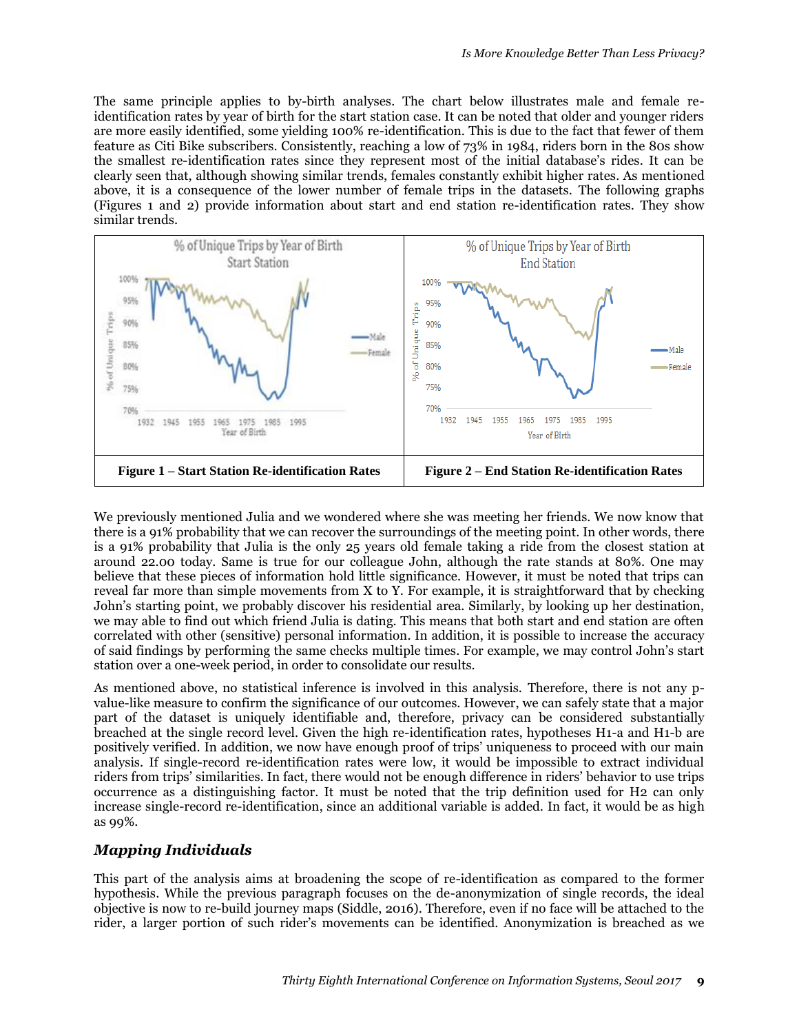The same principle applies to by-birth analyses. The chart below illustrates male and female re-identification rates by year of birth for the start station case. It can be noted that older and younger riders are more easily identified, some yielding 100% re-identification. This is due to the fact that fewer of them feature as Citi Bike subscribers. Consistently, reaching a low of 73% in 1984, riders born in the 80s show the smallest re-identification rates since they represent most of the initial database's rides. It can be clearly seen that, although showing similar trends, females constantly exhibit higher rates. As mentioned above, it is a consequence of the lower number of female trips in the datasets. The following graphs (Figures 1 and 2) provide information about start and end station re-identification rates. They show similar trends.

| **Figure 1 – Start Station Re-identification Rates** | **Figure 2 – End Station Re-identification Rates** |
| --- | --- |

We previously mentioned Julia and we wondered where she was meeting her friends. We now know that there is a 91% probability that we can recover the surroundings of the meeting point. In other words, there is a 91% probability that Julia is the only 25 years old female taking a ride from the closest station at around 22.00 today. Same is true for our colleague John, although the rate stands at 80%. One may believe that these pieces of information hold little significance. However, it must be noted that trips can reveal far more than simple movements from X to Y. For example, it is straightforward that by checking John's starting point, we probably discover his residential area. Similarly, by looking up her destination, we may able to find out which friend Julia is dating. This means that both start and end station are often correlated with other (sensitive) personal information. In addition, it is possible to increase the accuracy of said findings by performing the same checks multiple times. For example, we may control John's start station over a one-week period, in order to consolidate our results.

As mentioned above, no statistical inference is involved in this analysis. Therefore, there is not any p-value-like measure to confirm the significance of our outcomes. However, we can safely state that a major part of the dataset is uniquely identifiable and, therefore, privacy can be considered substantially breached at the single record level. Given the high re-identification rates, hypotheses H1-a and H1-b are positively verified. In addition, we now have enough proof of trips' uniqueness to proceed with our main analysis. If single-record re-identification rates were low, it would be impossible to extract individual riders from trips' similarities. In fact, there would not be enough difference in riders' behavior to use trips occurrence as a distinguishing factor. It must be noted that the trip definition used for H2 can only increase single-record re-identification, since an additional variable is added. In fact, it would be as high as 99%.

## *Mapping Individuals*

This part of the analysis aims at broadening the scope of re-identification as compared to the former hypothesis. While the previous paragraph focuses on the de-anonymization of single records, the ideal objective is now to re-build journey maps (Siddle, 2016). Therefore, even if no face will be attached to the rider, a larger portion of such rider's movements can be identified. Anonymization is breached as we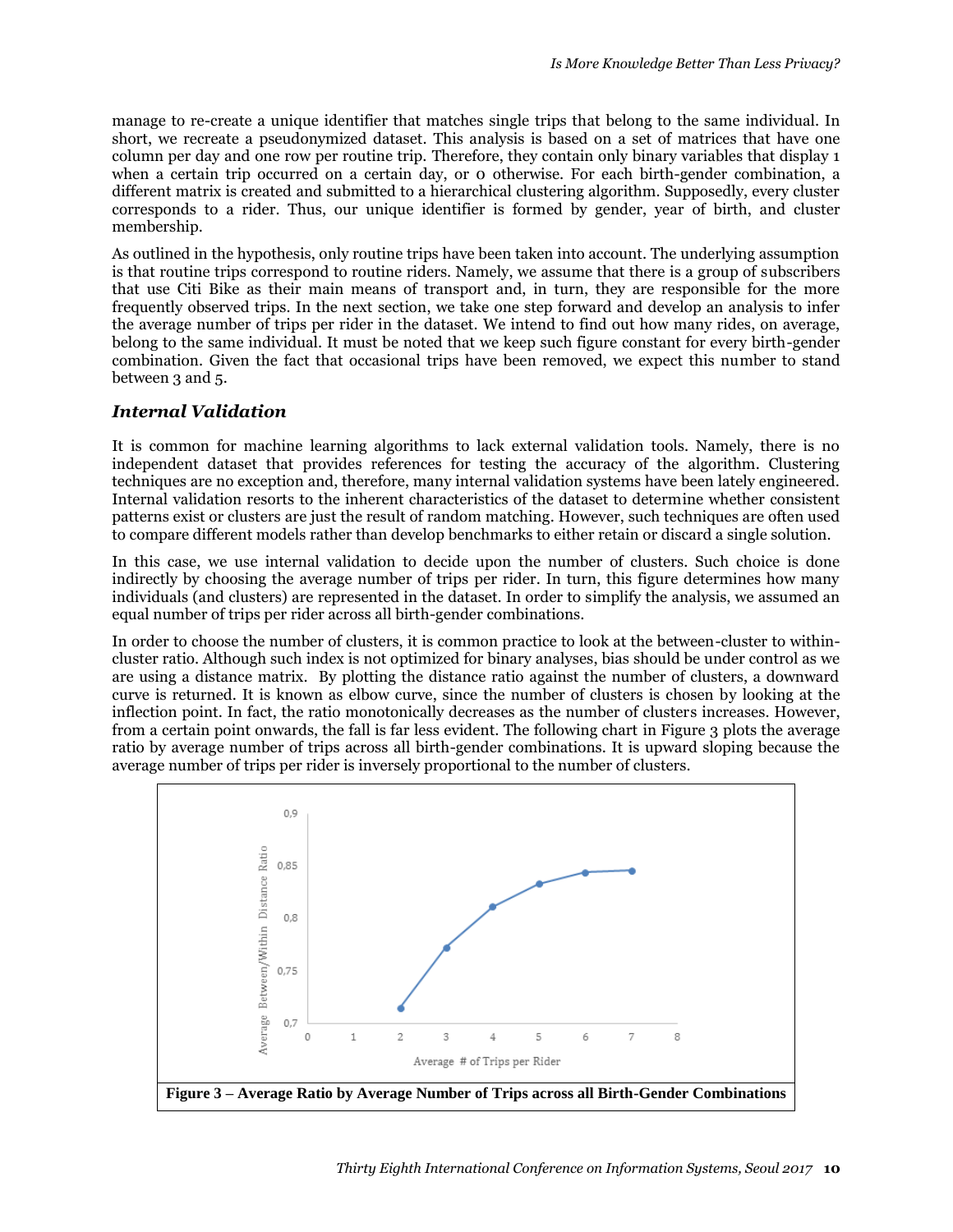manage to re-create a unique identifier that matches single trips that belong to the same individual. In short, we recreate a pseudonymized dataset. This analysis is based on a set of matrices that have one column per day and one row per routine trip. Therefore, they contain only binary variables that display 1 when a certain trip occurred on a certain day, or 0 otherwise. For each birth-gender combination, a different matrix is created and submitted to a hierarchical clustering algorithm. Supposedly, every cluster corresponds to a rider. Thus, our unique identifier is formed by gender, year of birth, and cluster membership.

As outlined in the hypothesis, only routine trips have been taken into account. The underlying assumption is that routine trips correspond to routine riders. Namely, we assume that there is a group of subscribers that use Citi Bike as their main means of transport and, in turn, they are responsible for the more frequently observed trips. In the next section, we take one step forward and develop an analysis to infer the average number of trips per rider in the dataset. We intend to find out how many rides, on average, belong to the same individual. It must be noted that we keep such figure constant for every birth-gender combination. Given the fact that occasional trips have been removed, we expect this number to stand between 3 and 5.

### *Internal Validation*

It is common for machine learning algorithms to lack external validation tools. Namely, there is no independent dataset that provides references for testing the accuracy of the algorithm. Clustering techniques are no exception and, therefore, many internal validation systems have been lately engineered. Internal validation resorts to the inherent characteristics of the dataset to determine whether consistent patterns exist or clusters are just the result of random matching. However, such techniques are often used to compare different models rather than develop benchmarks to either retain or discard a single solution.

In this case, we use internal validation to decide upon the number of clusters. Such choice is done indirectly by choosing the average number of trips per rider. In turn, this figure determines how many individuals (and clusters) are represented in the dataset. In order to simplify the analysis, we assumed an equal number of trips per rider across all birth-gender combinations.

In order to choose the number of clusters, it is common practice to look at the between-cluster to within-cluster ratio. Although such index is not optimized for binary analyses, bias should be under control as we are using a distance matrix. By plotting the distance ratio against the number of clusters, a downward curve is returned. It is known as elbow curve, since the number of clusters is chosen by looking at the inflection point. In fact, the ratio monotonically decreases as the number of clusters increases. However, from a certain point onwards, the fall is far less evident. The following chart in Figure 3 plots the average ratio by average number of trips across all birth-gender combinations. It is upward sloping because the average number of trips per rider is inversely proportional to the number of clusters.

**Figure 3 – Average Ratio by Average Number of Trips across all Birth-Gender Combinations**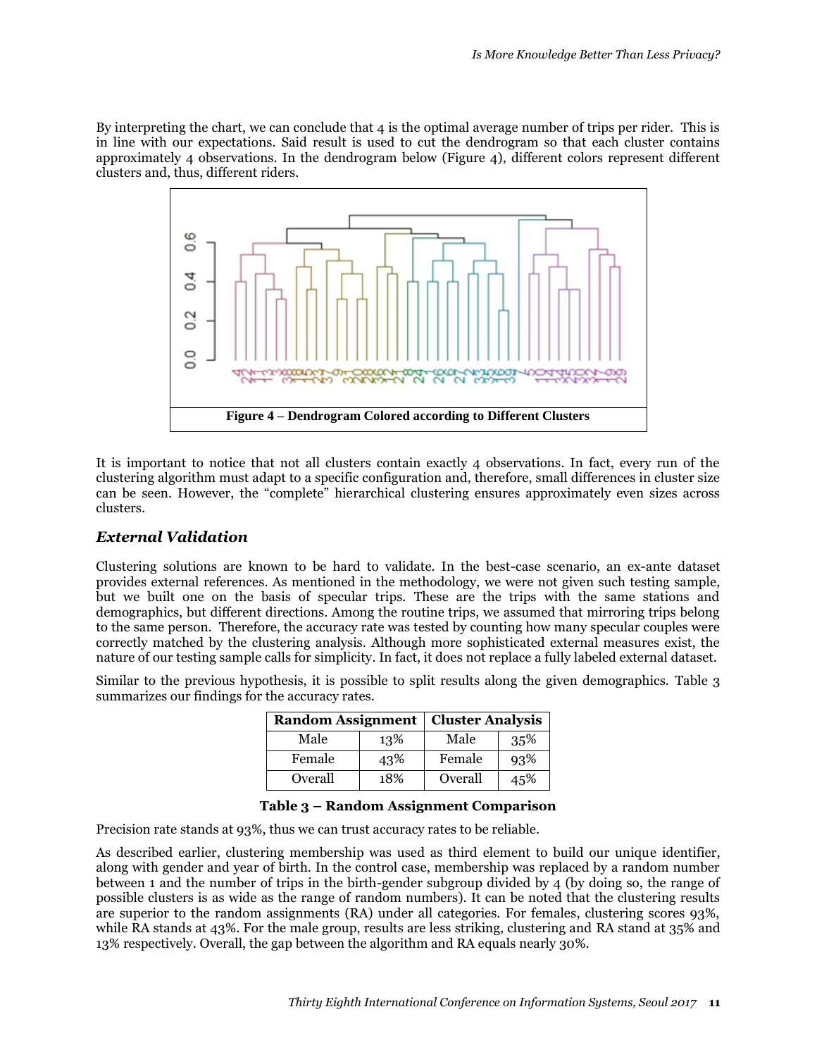By interpreting the chart, we can conclude that 4 is the optimal average number of trips per rider. This is in line with our expectations. Said result is used to cut the dendrogram so that each cluster contains approximately 4 observations. In the dendrogram below (Figure 4), different colors represent different clusters and, thus, different riders.

**Figure 4 – Dendrogram Colored according to Different Clusters**

It is important to notice that not all clusters contain exactly 4 observations. In fact, every run of the clustering algorithm must adapt to a specific configuration and, therefore, small differences in cluster size can be seen. However, the "complete" hierarchical clustering ensures approximately even sizes across clusters.

### *External Validation*

Clustering solutions are known to be hard to validate. In the best-case scenario, an ex-ante dataset provides external references. As mentioned in the methodology, we were not given such testing sample, but we built one on the basis of specular trips. These are the trips with the same stations and demographics, but different directions. Among the routine trips, we assumed that mirroring trips belong to the same person. Therefore, the accuracy rate was tested by counting how many specular couples were correctly matched by the clustering analysis. Although more sophisticated external measures exist, the nature of our testing sample calls for simplicity. In fact, it does not replace a fully labeled external dataset.

Similar to the previous hypothesis, it is possible to split results along the given demographics. Table 3 summarizes our findings for the accuracy rates.

| **Random Assignment** | | **Cluster Analysis** | |
|---|---|---|---|
| Male | 13% | Male | 35% |
| Female | 43% | Female | 93% |
| Overall | 18% | Overall | 45% |

**Table 3 – Random Assignment Comparison**

Precision rate stands at 93%, thus we can trust accuracy rates to be reliable.

As described earlier, clustering membership was used as third element to build our unique identifier, along with gender and year of birth. In the control case, membership was replaced by a random number between 1 and the number of trips in the birth-gender subgroup divided by 4 (by doing so, the range of possible clusters is as wide as the range of random numbers). It can be noted that the clustering results are superior to the random assignments (RA) under all categories. For females, clustering scores 93%, while RA stands at 43%. For the male group, results are less striking, clustering and RA stand at 35% and 13% respectively. Overall, the gap between the algorithm and RA equals nearly 30%.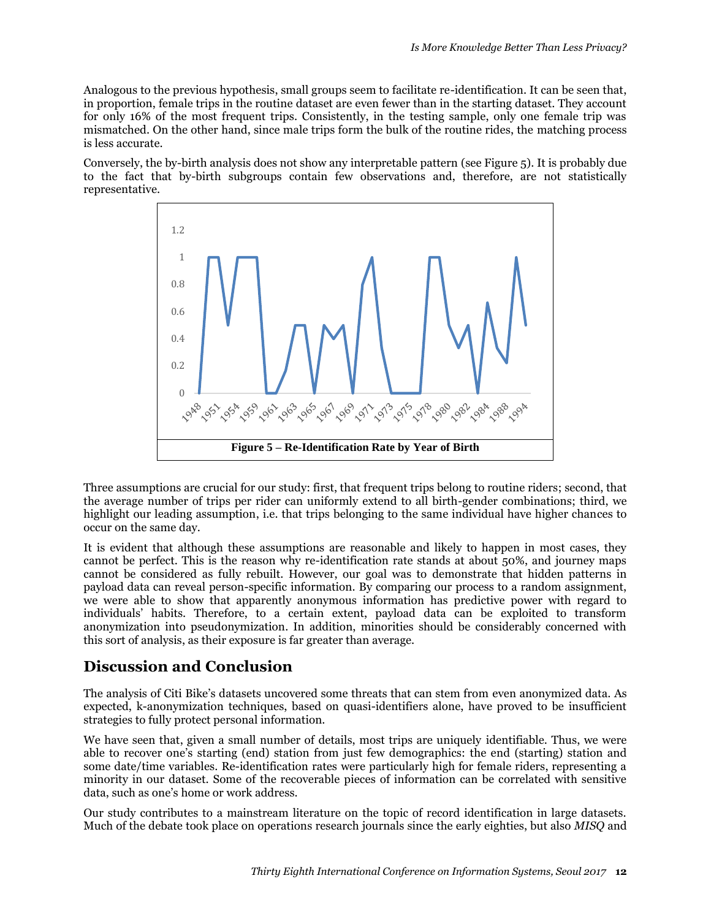Analogous to the previous hypothesis, small groups seem to facilitate re-identification. It can be seen that, in proportion, female trips in the routine dataset are even fewer than in the starting dataset. They account for only 16% of the most frequent trips. Consistently, in the testing sample, only one female trip was mismatched. On the other hand, since male trips form the bulk of the routine rides, the matching process is less accurate.

Conversely, the by-birth analysis does not show any interpretable pattern (see Figure 5). It is probably due to the fact that by-birth subgroups contain few observations and, therefore, are not statistically representative.

**Figure 5 – Re-Identification Rate by Year of Birth**

Three assumptions are crucial for our study: first, that frequent trips belong to routine riders; second, that the average number of trips per rider can uniformly extend to all birth-gender combinations; third, we highlight our leading assumption, i.e. that trips belonging to the same individual have higher chances to occur on the same day.

It is evident that although these assumptions are reasonable and likely to happen in most cases, they cannot be perfect. This is the reason why re-identification rate stands at about 50%, and journey maps cannot be considered as fully rebuilt. However, our goal was to demonstrate that hidden patterns in payload data can reveal person-specific information. By comparing our process to a random assignment, we were able to show that apparently anonymous information has predictive power with regard to individuals' habits. Therefore, to a certain extent, payload data can be exploited to transform anonymization into pseudonymization. In addition, minorities should be considerably concerned with this sort of analysis, as their exposure is far greater than average.

## Discussion and Conclusion

The analysis of Citi Bike's datasets uncovered some threats that can stem from even anonymized data. As expected, k-anonymization techniques, based on quasi-identifiers alone, have proved to be insufficient strategies to fully protect personal information.

We have seen that, given a small number of details, most trips are uniquely identifiable. Thus, we were able to recover one's starting (end) station from just few demographics: the end (starting) station and some date/time variables. Re-identification rates were particularly high for female riders, representing a minority in our dataset. Some of the recoverable pieces of information can be correlated with sensitive data, such as one's home or work address.

Our study contributes to a mainstream literature on the topic of record identification in large datasets. Much of the debate took place on operations research journals since the early eighties, but also *MISQ* and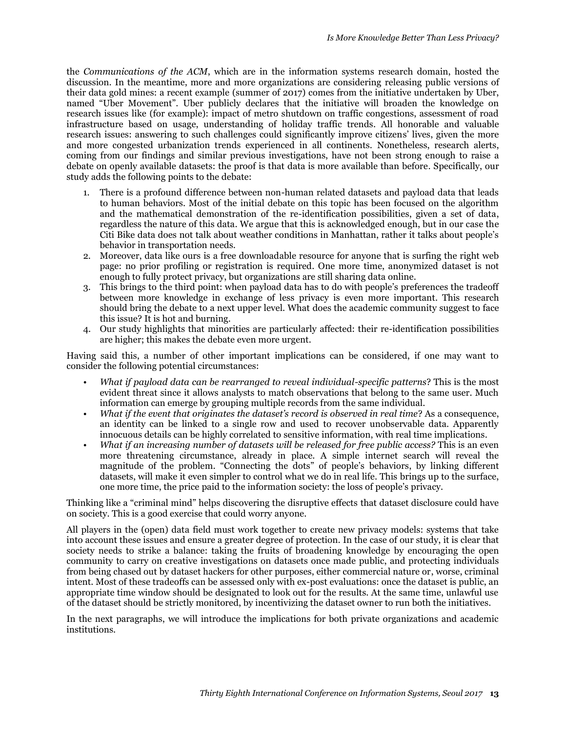the *Communications of the ACM*, which are in the information systems research domain, hosted the discussion. In the meantime, more and more organizations are considering releasing public versions of their data gold mines: a recent example (summer of 2017) comes from the initiative undertaken by Uber, named "Uber Movement". Uber publicly declares that the initiative will broaden the knowledge on research issues like (for example): impact of metro shutdown on traffic congestions, assessment of road infrastructure based on usage, understanding of holiday traffic trends. All honorable and valuable research issues: answering to such challenges could significantly improve citizens' lives, given the more and more congested urbanization trends experienced in all continents. Nonetheless, research alerts, coming from our findings and similar previous investigations, have not been strong enough to raise a debate on openly available datasets: the proof is that data is more available than before. Specifically, our study adds the following points to the debate:

1. There is a profound difference between non-human related datasets and payload data that leads to human behaviors. Most of the initial debate on this topic has been focused on the algorithm and the mathematical demonstration of the re-identification possibilities, given a set of data, regardless the nature of this data. We argue that this is acknowledged enough, but in our case the Citi Bike data does not talk about weather conditions in Manhattan, rather it talks about people's behavior in transportation needs.
2. Moreover, data like ours is a free downloadable resource for anyone that is surfing the right web page: no prior profiling or registration is required. One more time, anonymized dataset is not enough to fully protect privacy, but organizations are still sharing data online.
3. This brings to the third point: when payload data has to do with people's preferences the tradeoff between more knowledge in exchange of less privacy is even more important. This research should bring the debate to a next upper level. What does the academic community suggest to face this issue? It is hot and burning.
4. Our study highlights that minorities are particularly affected: their re-identification possibilities are higher; this makes the debate even more urgent.

Having said this, a number of other important implications can be considered, if one may want to consider the following potential circumstances:

- *What if payload data can be rearranged to reveal individual-specific patterns*? This is the most evident threat since it allows analysts to match observations that belong to the same user. Much information can emerge by grouping multiple records from the same individual.
- *What if the event that originates the dataset's record is observed in real time*? As a consequence, an identity can be linked to a single row and used to recover unobservable data. Apparently innocuous details can be highly correlated to sensitive information, with real time implications.
- *What if an increasing number of datasets will be released for free public access?* This is an even more threatening circumstance, already in place. A simple internet search will reveal the magnitude of the problem. "Connecting the dots" of people's behaviors, by linking different datasets, will make it even simpler to control what we do in real life. This brings up to the surface, one more time, the price paid to the information society: the loss of people's privacy.

Thinking like a "criminal mind" helps discovering the disruptive effects that dataset disclosure could have on society. This is a good exercise that could worry anyone.

All players in the (open) data field must work together to create new privacy models: systems that take into account these issues and ensure a greater degree of protection. In the case of our study, it is clear that society needs to strike a balance: taking the fruits of broadening knowledge by encouraging the open community to carry on creative investigations on datasets once made public, and protecting individuals from being chased out by dataset hackers for other purposes, either commercial nature or, worse, criminal intent. Most of these tradeoffs can be assessed only with ex-post evaluations: once the dataset is public, an appropriate time window should be designated to look out for the results. At the same time, unlawful use of the dataset should be strictly monitored, by incentivizing the dataset owner to run both the initiatives.

In the next paragraphs, we will introduce the implications for both private organizations and academic institutions.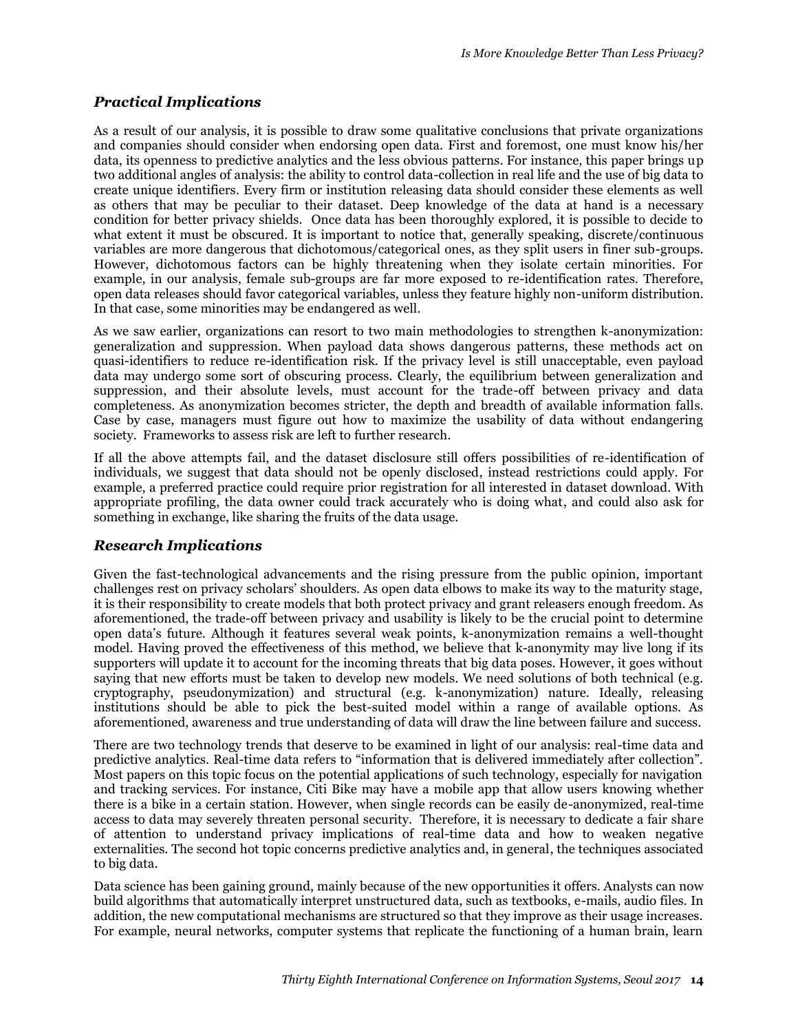### *Practical Implications*

As a result of our analysis, it is possible to draw some qualitative conclusions that private organizations and companies should consider when endorsing open data. First and foremost, one must know his/her data, its openness to predictive analytics and the less obvious patterns. For instance, this paper brings up two additional angles of analysis: the ability to control data-collection in real life and the use of big data to create unique identifiers. Every firm or institution releasing data should consider these elements as well as others that may be peculiar to their dataset. Deep knowledge of the data at hand is a necessary condition for better privacy shields. Once data has been thoroughly explored, it is possible to decide to what extent it must be obscured. It is important to notice that, generally speaking, discrete/continuous variables are more dangerous that dichotomous/categorical ones, as they split users in finer sub-groups. However, dichotomous factors can be highly threatening when they isolate certain minorities. For example, in our analysis, female sub-groups are far more exposed to re-identification rates. Therefore, open data releases should favor categorical variables, unless they feature highly non-uniform distribution. In that case, some minorities may be endangered as well.

As we saw earlier, organizations can resort to two main methodologies to strengthen k-anonymization: generalization and suppression. When payload data shows dangerous patterns, these methods act on quasi-identifiers to reduce re-identification risk. If the privacy level is still unacceptable, even payload data may undergo some sort of obscuring process. Clearly, the equilibrium between generalization and suppression, and their absolute levels, must account for the trade-off between privacy and data completeness. As anonymization becomes stricter, the depth and breadth of available information falls. Case by case, managers must figure out how to maximize the usability of data without endangering society. Frameworks to assess risk are left to further research.

If all the above attempts fail, and the dataset disclosure still offers possibilities of re-identification of individuals, we suggest that data should not be openly disclosed, instead restrictions could apply. For example, a preferred practice could require prior registration for all interested in dataset download. With appropriate profiling, the data owner could track accurately who is doing what, and could also ask for something in exchange, like sharing the fruits of the data usage.

### *Research Implications*

Given the fast-technological advancements and the rising pressure from the public opinion, important challenges rest on privacy scholars' shoulders. As open data elbows to make its way to the maturity stage, it is their responsibility to create models that both protect privacy and grant releasers enough freedom. As aforementioned, the trade-off between privacy and usability is likely to be the crucial point to determine open data's future. Although it features several weak points, k-anonymization remains a well-thought model. Having proved the effectiveness of this method, we believe that k-anonymity may live long if its supporters will update it to account for the incoming threats that big data poses. However, it goes without saying that new efforts must be taken to develop new models. We need solutions of both technical (e.g. cryptography, pseudonymization) and structural (e.g. k-anonymization) nature. Ideally, releasing institutions should be able to pick the best-suited model within a range of available options. As aforementioned, awareness and true understanding of data will draw the line between failure and success.

There are two technology trends that deserve to be examined in light of our analysis: real-time data and predictive analytics. Real-time data refers to "information that is delivered immediately after collection". Most papers on this topic focus on the potential applications of such technology, especially for navigation and tracking services. For instance, Citi Bike may have a mobile app that allow users knowing whether there is a bike in a certain station. However, when single records can be easily de-anonymized, real-time access to data may severely threaten personal security. Therefore, it is necessary to dedicate a fair share of attention to understand privacy implications of real-time data and how to weaken negative externalities. The second hot topic concerns predictive analytics and, in general, the techniques associated to big data.

Data science has been gaining ground, mainly because of the new opportunities it offers. Analysts can now build algorithms that automatically interpret unstructured data, such as textbooks, e-mails, audio files. In addition, the new computational mechanisms are structured so that they improve as their usage increases. For example, neural networks, computer systems that replicate the functioning of a human brain, learn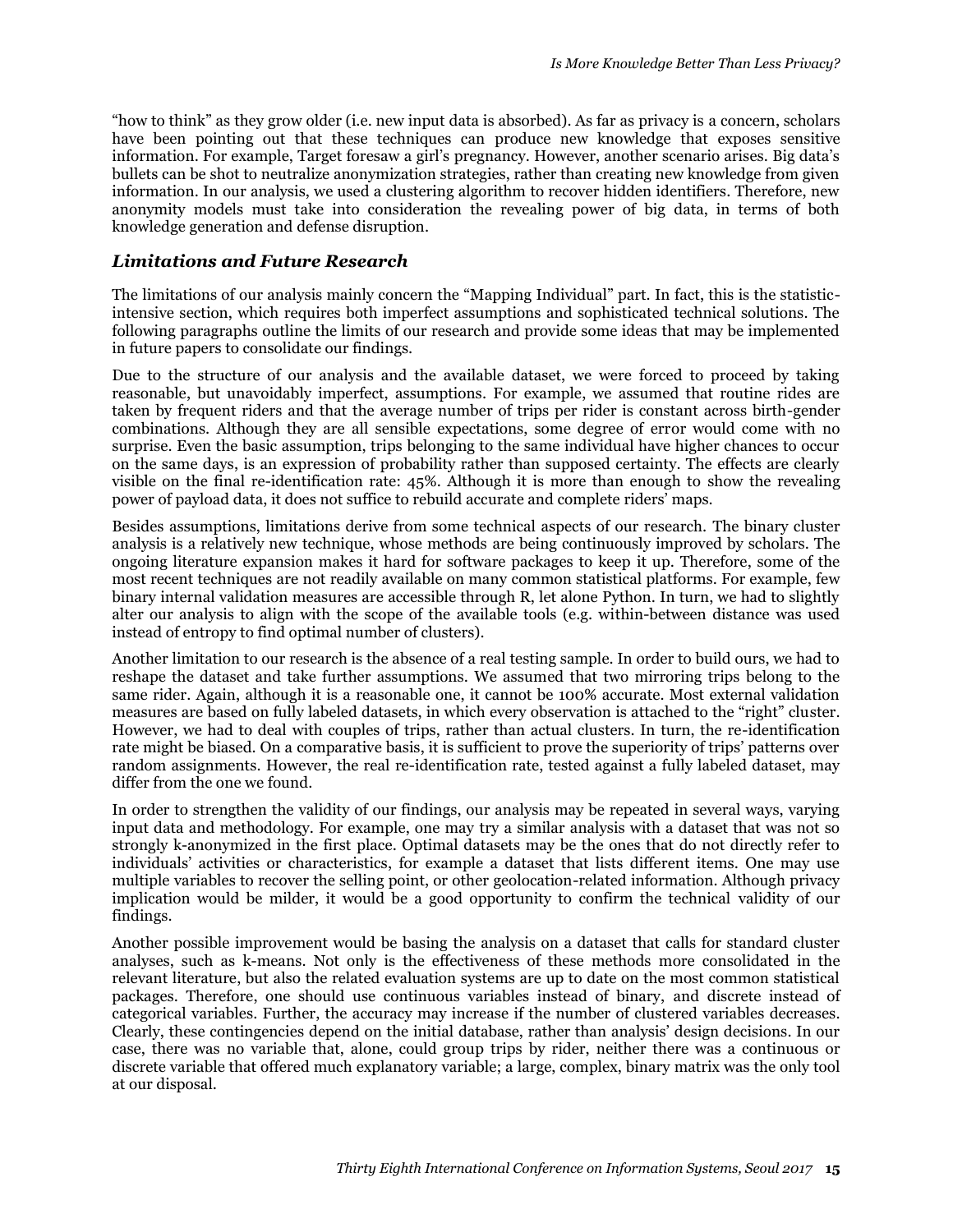"how to think" as they grow older (i.e. new input data is absorbed). As far as privacy is a concern, scholars have been pointing out that these techniques can produce new knowledge that exposes sensitive information. For example, Target foresaw a girl's pregnancy. However, another scenario arises. Big data's bullets can be shot to neutralize anonymization strategies, rather than creating new knowledge from given information. In our analysis, we used a clustering algorithm to recover hidden identifiers. Therefore, new anonymity models must take into consideration the revealing power of big data, in terms of both knowledge generation and defense disruption.

### *Limitations and Future Research*

The limitations of our analysis mainly concern the "Mapping Individual" part. In fact, this is the statistic-intensive section, which requires both imperfect assumptions and sophisticated technical solutions. The following paragraphs outline the limits of our research and provide some ideas that may be implemented in future papers to consolidate our findings.

Due to the structure of our analysis and the available dataset, we were forced to proceed by taking reasonable, but unavoidably imperfect, assumptions. For example, we assumed that routine rides are taken by frequent riders and that the average number of trips per rider is constant across birth-gender combinations. Although they are all sensible expectations, some degree of error would come with no surprise. Even the basic assumption, trips belonging to the same individual have higher chances to occur on the same days, is an expression of probability rather than supposed certainty. The effects are clearly visible on the final re-identification rate: 45%. Although it is more than enough to show the revealing power of payload data, it does not suffice to rebuild accurate and complete riders' maps.

Besides assumptions, limitations derive from some technical aspects of our research. The binary cluster analysis is a relatively new technique, whose methods are being continuously improved by scholars. The ongoing literature expansion makes it hard for software packages to keep it up. Therefore, some of the most recent techniques are not readily available on many common statistical platforms. For example, few binary internal validation measures are accessible through R, let alone Python. In turn, we had to slightly alter our analysis to align with the scope of the available tools (e.g. within-between distance was used instead of entropy to find optimal number of clusters).

Another limitation to our research is the absence of a real testing sample. In order to build ours, we had to reshape the dataset and take further assumptions. We assumed that two mirroring trips belong to the same rider. Again, although it is a reasonable one, it cannot be 100% accurate. Most external validation measures are based on fully labeled datasets, in which every observation is attached to the "right" cluster. However, we had to deal with couples of trips, rather than actual clusters. In turn, the re-identification rate might be biased. On a comparative basis, it is sufficient to prove the superiority of trips' patterns over random assignments. However, the real re-identification rate, tested against a fully labeled dataset, may differ from the one we found.

In order to strengthen the validity of our findings, our analysis may be repeated in several ways, varying input data and methodology. For example, one may try a similar analysis with a dataset that was not so strongly k-anonymized in the first place. Optimal datasets may be the ones that do not directly refer to individuals' activities or characteristics, for example a dataset that lists different items. One may use multiple variables to recover the selling point, or other geolocation-related information. Although privacy implication would be milder, it would be a good opportunity to confirm the technical validity of our findings.

Another possible improvement would be basing the analysis on a dataset that calls for standard cluster analyses, such as k-means. Not only is the effectiveness of these methods more consolidated in the relevant literature, but also the related evaluation systems are up to date on the most common statistical packages. Therefore, one should use continuous variables instead of binary, and discrete instead of categorical variables. Further, the accuracy may increase if the number of clustered variables decreases. Clearly, these contingencies depend on the initial database, rather than analysis' design decisions. In our case, there was no variable that, alone, could group trips by rider, neither there was a continuous or discrete variable that offered much explanatory variable; a large, complex, binary matrix was the only tool at our disposal.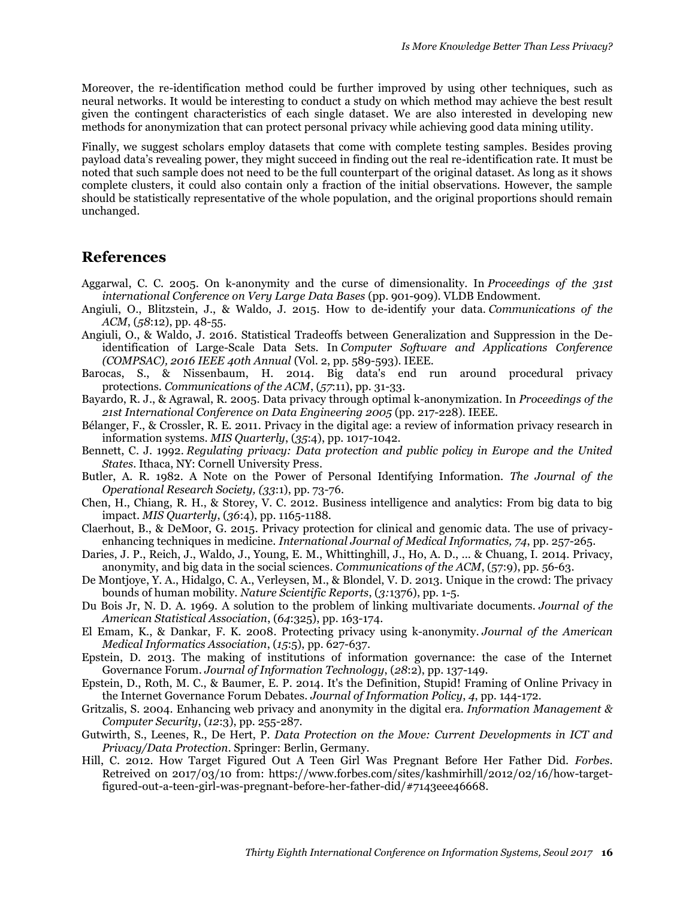Moreover, the re-identification method could be further improved by using other techniques, such as neural networks. It would be interesting to conduct a study on which method may achieve the best result given the contingent characteristics of each single dataset. We are also interested in developing new methods for anonymization that can protect personal privacy while achieving good data mining utility.

Finally, we suggest scholars employ datasets that come with complete testing samples. Besides proving payload data's revealing power, they might succeed in finding out the real re-identification rate. It must be noted that such sample does not need to be the full counterpart of the original dataset. As long as it shows complete clusters, it could also contain only a fraction of the initial observations. However, the sample should be statistically representative of the whole population, and the original proportions should remain unchanged.

## References

Aggarwal, C. C. 2005. On k-anonymity and the curse of dimensionality. In *Proceedings of the 31st international Conference on Very Large Data Bases* (pp. 901-909). VLDB Endowment.

Angiuli, O., Blitzstein, J., & Waldo, J. 2015. How to de-identify your data. *Communications of the ACM*, (*58*:12), pp. 48-55.

Angiuli, O., & Waldo, J. 2016. Statistical Tradeoffs between Generalization and Suppression in the De-identification of Large-Scale Data Sets. In *Computer Software and Applications Conference (COMPSAC), 2016 IEEE 40th Annual* (Vol. 2, pp. 589-593). IEEE.

Barocas, S., & Nissenbaum, H. 2014. Big data's end run around procedural privacy protections. *Communications of the ACM*, (*57*:11), pp. 31-33.

Bayardo, R. J., & Agrawal, R. 2005. Data privacy through optimal k-anonymization. In *Proceedings of the 21st International Conference on Data Engineering 2005* (pp. 217-228). IEEE.

Bélanger, F., & Crossler, R. E. 2011. Privacy in the digital age: a review of information privacy research in information systems. *MIS Quarterly*, (*35*:4), pp. 1017-1042.

Bennett, C. J. 1992. *Regulating privacy: Data protection and public policy in Europe and the United States*. Ithaca, NY: Cornell University Press.

Butler, A. R. 1982. A Note on the Power of Personal Identifying Information. *The Journal of the Operational Research Society, (33*:1), pp. 73-76.

Chen, H., Chiang, R. H., & Storey, V. C. 2012. Business intelligence and analytics: From big data to big impact. *MIS Quarterly*, (*36*:4), pp. 1165-1188.

Claerhout, B., & DeMoor, G. 2015. Privacy protection for clinical and genomic data. The use of privacy-enhancing techniques in medicine. *International Journal of Medical Informatics, 74*, pp. 257-265.

Daries, J. P., Reich, J., Waldo, J., Young, E. M., Whittinghill, J., Ho, A. D., ... & Chuang, I. 2014. Privacy, anonymity, and big data in the social sciences. *Communications of the ACM*, (57:9), pp. 56-63.

De Montjoye, Y. A., Hidalgo, C. A., Verleysen, M., & Blondel, V. D. 2013. Unique in the crowd: The privacy bounds of human mobility. *Nature Scientific Reports*, (*3:*1376), pp. 1-5.

Du Bois Jr, N. D. A. 1969. A solution to the problem of linking multivariate documents. *Journal of the American Statistical Association*, (*64*:325), pp. 163-174.

El Emam, K., & Dankar, F. K. 2008. Protecting privacy using k-anonymity. *Journal of the American Medical Informatics Association*, (*15*:5), pp. 627-637.

Epstein, D. 2013. The making of institutions of information governance: the case of the Internet Governance Forum. *Journal of Information Technology*, (*28*:2), pp. 137-149.

Epstein, D., Roth, M. C., & Baumer, E. P. 2014. It's the Definition, Stupid! Framing of Online Privacy in the Internet Governance Forum Debates. *Journal of Information Policy*, *4*, pp. 144-172.

Gritzalis, S. 2004. Enhancing web privacy and anonymity in the digital era. *Information Management & Computer Security*, (*12*:3), pp. 255-287.

Gutwirth, S., Leenes, R., De Hert, P. *Data Protection on the Move: Current Developments in ICT and Privacy/Data Protection*. Springer: Berlin, Germany.

Hill, C. 2012. How Target Figured Out A Teen Girl Was Pregnant Before Her Father Did. *Forbes*. Retreived on 2017/03/10 from: https://www.forbes.com/sites/kashmirhill/2012/02/16/how-target-figured-out-a-teen-girl-was-pregnant-before-her-father-did/#7143eee46668.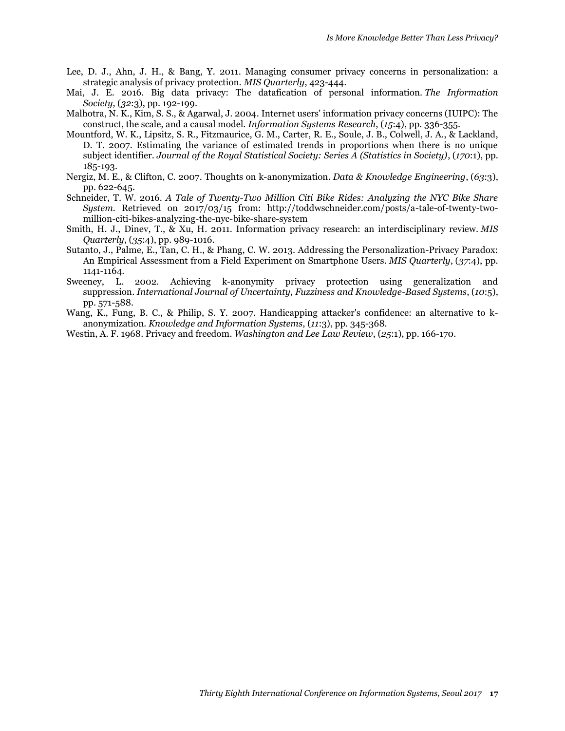Lee, D. J., Ahn, J. H., & Bang, Y. 2011. Managing consumer privacy concerns in personalization: a strategic analysis of privacy protection. *MIS Quarterly*, 423-444.

Mai, J. E. 2016. Big data privacy: The datafication of personal information. *The Information Society*, (*32*:3), pp. 192-199.

Malhotra, N. K., Kim, S. S., & Agarwal, J. 2004. Internet users' information privacy concerns (IUIPC): The construct, the scale, and a causal model. *Information Systems Research*, (*15*:4), pp. 336-355.

Mountford, W. K., Lipsitz, S. R., Fitzmaurice, G. M., Carter, R. E., Soule, J. B., Colwell, J. A., & Lackland, D. T. 2007. Estimating the variance of estimated trends in proportions when there is no unique subject identifier. *Journal of the Royal Statistical Society: Series A (Statistics in Society)*, (*170*:1), pp. 185-193.

Nergiz, M. E., & Clifton, C. 2007. Thoughts on k-anonymization. *Data & Knowledge Engineering*, (*63*:3), pp. 622-645.

Schneider, T. W. 2016. *A Tale of Twenty-Two Million Citi Bike Rides: Analyzing the NYC Bike Share System.* Retrieved on 2017/03/15 from: http://toddwschneider.com/posts/a-tale-of-twenty-two-million-citi-bikes-analyzing-the-nyc-bike-share-system

Smith, H. J., Dinev, T., & Xu, H. 2011. Information privacy research: an interdisciplinary review. *MIS Quarterly*, (*35*:4), pp. 989-1016.

Sutanto, J., Palme, E., Tan, C. H., & Phang, C. W. 2013. Addressing the Personalization-Privacy Paradox: An Empirical Assessment from a Field Experiment on Smartphone Users. *MIS Quarterly*, (*37*:4), pp. 1141-1164.

Sweeney, L. 2002. Achieving k-anonymity privacy protection using generalization and suppression. *International Journal of Uncertainty, Fuzziness and Knowledge-Based Systems*, (*10*:5), pp. 571-588.

Wang, K., Fung, B. C., & Philip, S. Y. 2007. Handicapping attacker's confidence: an alternative to k-anonymization. *Knowledge and Information Systems*, (*11*:3), pp. 345-368.

Westin, A. F. 1968. Privacy and freedom. *Washington and Lee Law Review*, (*25*:1), pp. 166-170.